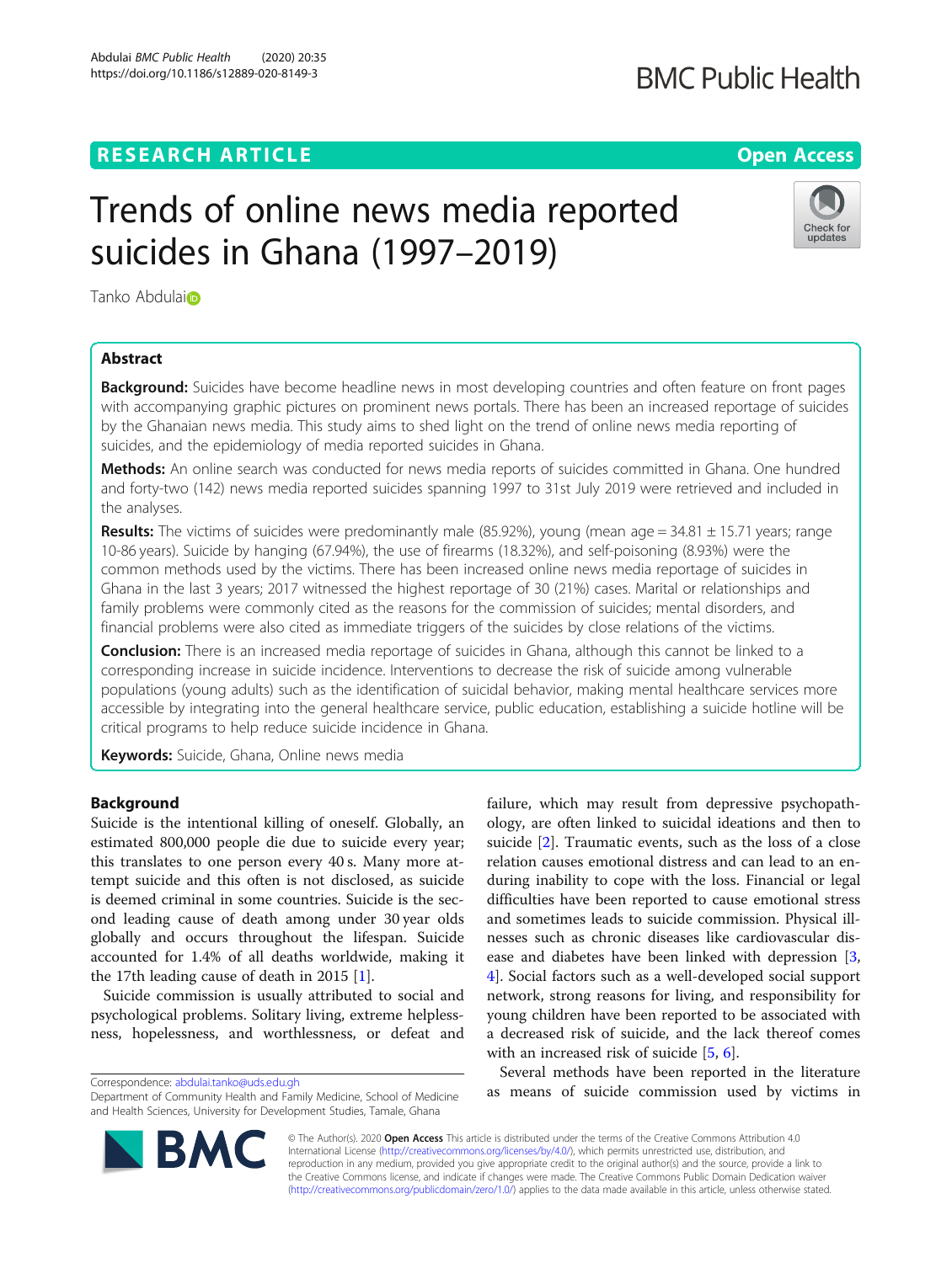# Trends of online news media reported suicides in Ghana (1997–2019)

Tanko Abdulai

## Abstract

**Background:** Suicides have become headline news in most developing countries and often feature on front pages with accompanying graphic pictures on prominent news portals. There has been an increased reportage of suicides by the Ghanaian news media. This study aims to shed light on the trend of online news media reporting of suicides, and the epidemiology of media reported suicides in Ghana.

**Methods:** An online search was conducted for news media reports of suicides committed in Ghana. One hundred and forty-two (142) news media reported suicides spanning 1997 to 31st July 2019 were retrieved and included in the analyses.

**Results:** The victims of suicides were predominantly male (85.92%), young (mean age = 34.81 ± 15.71 years; range 10-86 years). Suicide by hanging (67.94%), the use of firearms (18.32%), and self-poisoning (8.93%) were the common methods used by the victims. There has been increased online news media reportage of suicides in Ghana in the last 3 years; 2017 witnessed the highest reportage of 30 (21%) cases. Marital or relationships and family problems were commonly cited as the reasons for the commission of suicides; mental disorders, and financial problems were also cited as immediate triggers of the suicides by close relations of the victims.

**Conclusion:** There is an increased media reportage of suicides in Ghana, although this cannot be linked to a corresponding increase in suicide incidence. Interventions to decrease the risk of suicide among vulnerable populations (young adults) such as the identification of suicidal behavior, making mental healthcare services more accessible by integrating into the general healthcare service, public education, establishing a suicide hotline will be critical programs to help reduce suicide incidence in Ghana.

**Keywords:** Suicide, Ghana, Online news media

## Background

Suicide is the intentional killing of oneself. Globally, an estimated 800,000 people die due to suicide every year; this translates to one person every 40 s. Many more attempt suicide and this often is not disclosed, as suicide is deemed criminal in some countries. Suicide is the second leading cause of death among under 30 year olds globally and occurs throughout the lifespan. Suicide accounted for 1.4% of all deaths worldwide, making it the 17th leading cause of death in 2015 [1].

Suicide commission is usually attributed to social and psychological problems. Solitary living, extreme helplessness, hopelessness, and worthlessness, or defeat and failure, which may result from depressive psychopathology, are often linked to suicidal ideations and then to suicide [2]. Traumatic events, such as the loss of a close relation causes emotional distress and can lead to an enduring inability to cope with the loss. Financial or legal difficulties have been reported to cause emotional stress and sometimes leads to suicide commission. Physical illnesses such as chronic diseases like cardiovascular disease and diabetes have been linked with depression [3, 4]. Social factors such as a well-developed social support network, strong reasons for living, and responsibility for young children have been reported to be associated with a decreased risk of suicide, and the lack thereof comes with an increased risk of suicide [5, 6].

Several methods have been reported in the literature as means of suicide commission used by victims in

Correspondence: abdulai.tanko@uds.edu.gh
Department of Community Health and Family Medicine, School of Medicine and Health Sciences, University for Development Studies, Tamale, Ghana

© The Author(s). 2020 **Open Access** This article is distributed under the terms of the Creative Commons Attribution 4.0 International License (http://creativecommons.org/licenses/by/4.0/), which permits unrestricted use, distribution, and reproduction in any medium, provided you give appropriate credit to the original author(s) and the source, provide a link to the Creative Commons license, and indicate if changes were made. The Creative Commons Public Domain Dedication waiver (http://creativecommons.org/publicdomain/zero/1.0/) applies to the data made available in this article, unless otherwise stated.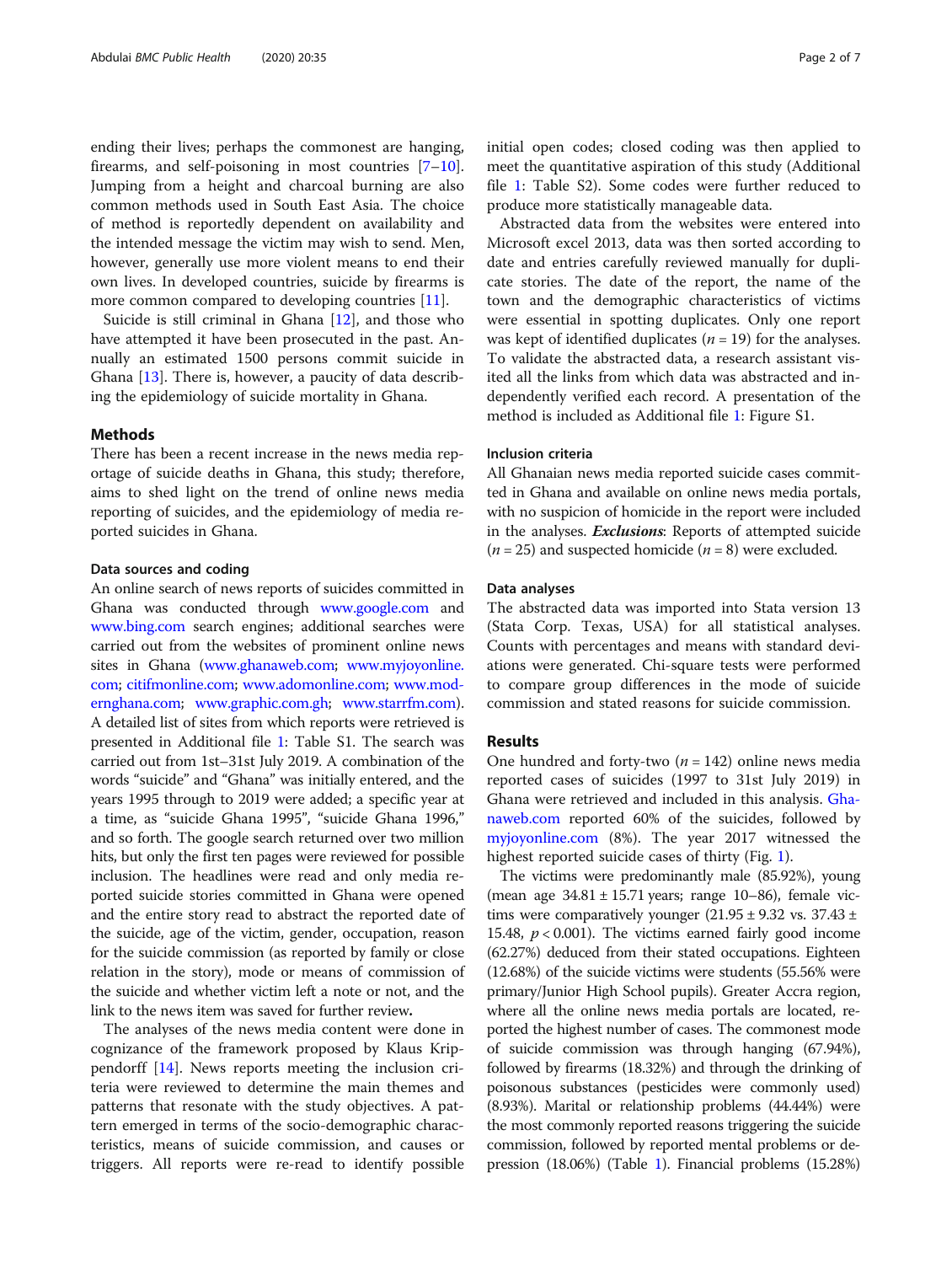ending their lives; perhaps the commonest are hanging, firearms, and self-poisoning in most countries [7–10]. Jumping from a height and charcoal burning are also common methods used in South East Asia. The choice of method is reportedly dependent on availability and the intended message the victim may wish to send. Men, however, generally use more violent means to end their own lives. In developed countries, suicide by firearms is more common compared to developing countries [11].

Suicide is still criminal in Ghana [12], and those who have attempted it have been prosecuted in the past. Annually an estimated 1500 persons commit suicide in Ghana [13]. There is, however, a paucity of data describing the epidemiology of suicide mortality in Ghana.

## Methods

There has been a recent increase in the news media reportage of suicide deaths in Ghana, this study; therefore, aims to shed light on the trend of online news media reporting of suicides, and the epidemiology of media reported suicides in Ghana.

### Data sources and coding

An online search of news reports of suicides committed in Ghana was conducted through www.google.com and www.bing.com search engines; additional searches were carried out from the websites of prominent online news sites in Ghana (www.ghanaweb.com; www.myjoyonline.com; citifmonline.com; www.adomonline.com; www.modernghana.com; www.graphic.com.gh; www.starrfm.com). A detailed list of sites from which reports were retrieved is presented in Additional file 1: Table S1. The search was carried out from 1st–31st July 2019. A combination of the words "suicide" and "Ghana" was initially entered, and the years 1995 through to 2019 were added; a specific year at a time, as "suicide Ghana 1995", "suicide Ghana 1996," and so forth. The google search returned over two million hits, but only the first ten pages were reviewed for possible inclusion. The headlines were read and only media reported suicide stories committed in Ghana were opened and the entire story read to abstract the reported date of the suicide, age of the victim, gender, occupation, reason for the suicide commission (as reported by family or close relation in the story), mode or means of commission of the suicide and whether victim left a note or not, and the link to the news item was saved for further review.

The analyses of the news media content were done in cognizance of the framework proposed by Klaus Krippendorff [14]. News reports meeting the inclusion criteria were reviewed to determine the main themes and patterns that resonate with the study objectives. A pattern emerged in terms of the socio-demographic characteristics, means of suicide commission, and causes or triggers. All reports were re-read to identify possible initial open codes; closed coding was then applied to meet the quantitative aspiration of this study (Additional file 1: Table S2). Some codes were further reduced to produce more statistically manageable data.

Abstracted data from the websites were entered into Microsoft excel 2013, data was then sorted according to date and entries carefully reviewed manually for duplicate stories. The date of the report, the name of the town and the demographic characteristics of victims were essential in spotting duplicates. Only one report was kept of identified duplicates ($n = 19$) for the analyses. To validate the abstracted data, a research assistant visited all the links from which data was abstracted and independently verified each record. A presentation of the method is included as Additional file 1: Figure S1.

### Inclusion criteria

All Ghanaian news media reported suicide cases committed in Ghana and available on online news media portals, with no suspicion of homicide in the report were included in the analyses. ***Exclusions***: Reports of attempted suicide ($n = 25$) and suspected homicide ($n = 8$) were excluded.

### Data analyses

The abstracted data was imported into Stata version 13 (Stata Corp. Texas, USA) for all statistical analyses. Counts with percentages and means with standard deviations were generated. Chi-square tests were performed to compare group differences in the mode of suicide commission and stated reasons for suicide commission.

## Results

One hundred and forty-two ($n = 142$) online news media reported cases of suicides (1997 to 31st July 2019) in Ghana were retrieved and included in this analysis. Ghanaweb.com reported 60% of the suicides, followed by myjoyonline.com (8%). The year 2017 witnessed the highest reported suicide cases of thirty (Fig. 1).

The victims were predominantly male (85.92%), young (mean age $34.81 \pm 15.71$ years; range 10–86), female victims were comparatively younger ($21.95 \pm 9.32$ vs. $37.43 \pm 15.48$, $p < 0.001$). The victims earned fairly good income (62.27%) deduced from their stated occupations. Eighteen (12.68%) of the suicide victims were students (55.56% were primary/Junior High School pupils). Greater Accra region, where all the online news media portals are located, reported the highest number of cases. The commonest mode of suicide commission was through hanging (67.94%), followed by firearms (18.32%) and through the drinking of poisonous substances (pesticides were commonly used) (8.93%). Marital or relationship problems (44.44%) were the most commonly reported reasons triggering the suicide commission, followed by reported mental problems or depression (18.06%) (Table 1). Financial problems (15.28%)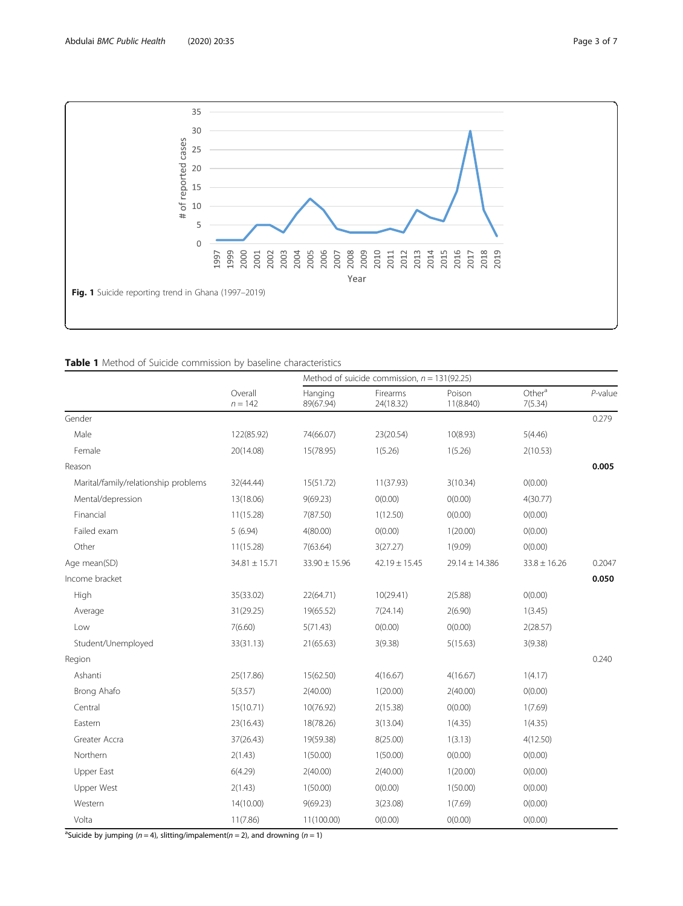Fig. 1 Suicide reporting trend in Ghana (1997–2019)

**Table 1** Method of Suicide commission by baseline characteristics

| | Overall $n = 142$ | Method of suicide commission, $n = 131(92.25)$ Hanging 89(67.94) | Firearms 24(18.32) | Poison 11(8.840) | Other[a] 7(5.34) | *P*-value |
|---|---|---|---|---|---|---|
| Gender | | | | | | 0.279 |
| Male | 122(85.92) | 74(66.07) | 23(20.54) | 10(8.93) | 5(4.46) | |
| Female | 20(14.08) | 15(78.95) | 1(5.26) | 1(5.26) | 2(10.53) | |
| Reason | | | | | | **0.005** |
| Marital/family/relationship problems | 32(44.44) | 15(51.72) | 11(37.93) | 3(10.34) | 0(0.00) | |
| Mental/depression | 13(18.06) | 9(69.23) | 0(0.00) | 0(0.00) | 4(30.77) | |
| Financial | 11(15.28) | 7(87.50) | 1(12.50) | 0(0.00) | 0(0.00) | |
| Failed exam | 5 (6.94) | 4(80.00) | 0(0.00) | 1(20.00) | 0(0.00) | |
| Other | 11(15.28) | 7(63.64) | 3(27.27) | 1(9.09) | 0(0.00) | |
| Age mean(SD) | 34.81 ± 15.71 | 33.90 ± 15.96 | 42.19 ± 15.45 | 29.14 ± 14.386 | 33.8 ± 16.26 | 0.2047 |
| Income bracket | | | | | | **0.050** |
| High | 35(33.02) | 22(64.71) | 10(29.41) | 2(5.88) | 0(0.00) | |
| Average | 31(29.25) | 19(65.52) | 7(24.14) | 2(6.90) | 1(3.45) | |
| Low | 7(6.60) | 5(71.43) | 0(0.00) | 0(0.00) | 2(28.57) | |
| Student/Unemployed | 33(31.13) | 21(65.63) | 3(9.38) | 5(15.63) | 3(9.38) | |
| Region | | | | | | 0.240 |
| Ashanti | 25(17.86) | 15(62.50) | 4(16.67) | 4(16.67) | 1(4.17) | |
| Brong Ahafo | 5(3.57) | 2(40.00) | 1(20.00) | 2(40.00) | 0(0.00) | |
| Central | 15(10.71) | 10(76.92) | 2(15.38) | 0(0.00) | 1(7.69) | |
| Eastern | 23(16.43) | 18(78.26) | 3(13.04) | 1(4.35) | 1(4.35) | |
| Greater Accra | 37(26.43) | 19(59.38) | 8(25.00) | 1(3.13) | 4(12.50) | |
| Northern | 2(1.43) | 1(50.00) | 1(50.00) | 0(0.00) | 0(0.00) | |
| Upper East | 6(4.29) | 2(40.00) | 2(40.00) | 1(20.00) | 0(0.00) | |
| Upper West | 2(1.43) | 1(50.00) | 0(0.00) | 1(50.00) | 0(0.00) | |
| Western | 14(10.00) | 9(69.23) | 3(23.08) | 1(7.69) | 0(0.00) | |
| Volta | 11(7.86) | 11(100.00) | 0(0.00) | 0(0.00) | 0(0.00) | |

[a]Suicide by jumping ($n = 4$), slitting/impalement($n = 2$), and drowning ($n = 1$)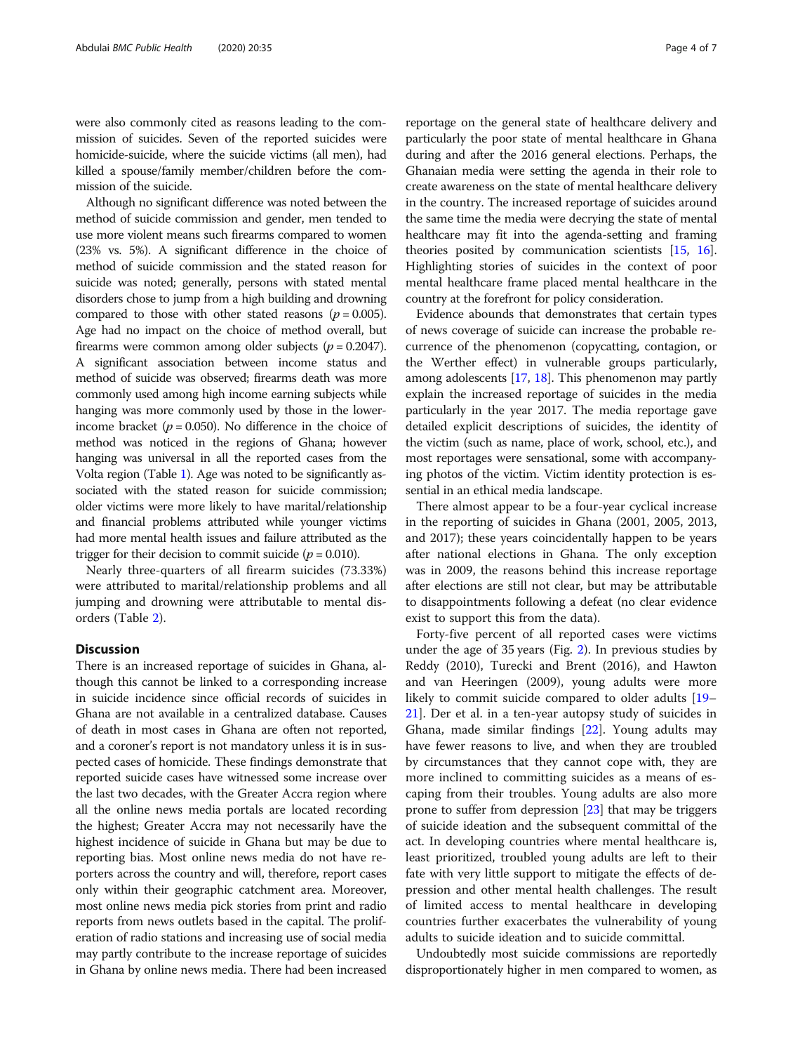were also commonly cited as reasons leading to the commission of suicides. Seven of the reported suicides were homicide-suicide, where the suicide victims (all men), had killed a spouse/family member/children before the commission of the suicide.

Although no significant difference was noted between the method of suicide commission and gender, men tended to use more violent means such firearms compared to women (23% vs. 5%). A significant difference in the choice of method of suicide commission and the stated reason for suicide was noted; generally, persons with stated mental disorders chose to jump from a high building and drowning compared to those with other stated reasons ($p = 0.005$). Age had no impact on the choice of method overall, but firearms were common among older subjects ($p = 0.2047$). A significant association between income status and method of suicide was observed; firearms death was more commonly used among high income earning subjects while hanging was more commonly used by those in the lower-income bracket ($p = 0.050$). No difference in the choice of method was noticed in the regions of Ghana; however hanging was universal in all the reported cases from the Volta region (Table 1). Age was noted to be significantly associated with the stated reason for suicide commission; older victims were more likely to have marital/relationship and financial problems attributed while younger victims had more mental health issues and failure attributed as the trigger for their decision to commit suicide ($p = 0.010$).

Nearly three-quarters of all firearm suicides (73.33%) were attributed to marital/relationship problems and all jumping and drowning were attributable to mental disorders (Table 2).

## Discussion

There is an increased reportage of suicides in Ghana, although this cannot be linked to a corresponding increase in suicide incidence since official records of suicides in Ghana are not available in a centralized database. Causes of death in most cases in Ghana are often not reported, and a coroner's report is not mandatory unless it is in suspected cases of homicide. These findings demonstrate that reported suicide cases have witnessed some increase over the last two decades, with the Greater Accra region where all the online news media portals are located recording the highest; Greater Accra may not necessarily have the highest incidence of suicide in Ghana but may be due to reporting bias. Most online news media do not have reporters across the country and will, therefore, report cases only within their geographic catchment area. Moreover, most online news media pick stories from print and radio reports from news outlets based in the capital. The proliferation of radio stations and increasing use of social media may partly contribute to the increase reportage of suicides in Ghana by online news media. There had been increased reportage on the general state of healthcare delivery and particularly the poor state of mental healthcare in Ghana during and after the 2016 general elections. Perhaps, the Ghanaian media were setting the agenda in their role to create awareness on the state of mental healthcare delivery in the country. The increased reportage of suicides around the same time the media were decrying the state of mental healthcare may fit into the agenda-setting and framing theories posited by communication scientists [15, 16]. Highlighting stories of suicides in the context of poor mental healthcare frame placed mental healthcare in the country at the forefront for policy consideration.

Evidence abounds that demonstrates that certain types of news coverage of suicide can increase the probable recurrence of the phenomenon (copycatting, contagion, or the Werther effect) in vulnerable groups particularly, among adolescents [17, 18]. This phenomenon may partly explain the increased reportage of suicides in the media particularly in the year 2017. The media reportage gave detailed explicit descriptions of suicides, the identity of the victim (such as name, place of work, school, etc.), and most reportages were sensational, some with accompanying photos of the victim. Victim identity protection is essential in an ethical media landscape.

There almost appear to be a four-year cyclical increase in the reporting of suicides in Ghana (2001, 2005, 2013, and 2017); these years coincidentally happen to be years after national elections in Ghana. The only exception was in 2009, the reasons behind this increase reportage after elections are still not clear, but may be attributable to disappointments following a defeat (no clear evidence exist to support this from the data).

Forty-five percent of all reported cases were victims under the age of 35 years (Fig. 2). In previous studies by Reddy (2010), Turecki and Brent (2016), and Hawton and van Heeringen (2009), young adults were more likely to commit suicide compared to older adults [19–21]. Der et al. in a ten-year autopsy study of suicides in Ghana, made similar findings [22]. Young adults may have fewer reasons to live, and when they are troubled by circumstances that they cannot cope with, they are more inclined to committing suicides as a means of escaping from their troubles. Young adults are also more prone to suffer from depression [23] that may be triggers of suicide ideation and the subsequent committal of the act. In developing countries where mental healthcare is, least prioritized, troubled young adults are left to their fate with very little support to mitigate the effects of depression and other mental health challenges. The result of limited access to mental healthcare in developing countries further exacerbates the vulnerability of young adults to suicide ideation and to suicide committal.

Undoubtedly most suicide commissions are reportedly disproportionately higher in men compared to women, as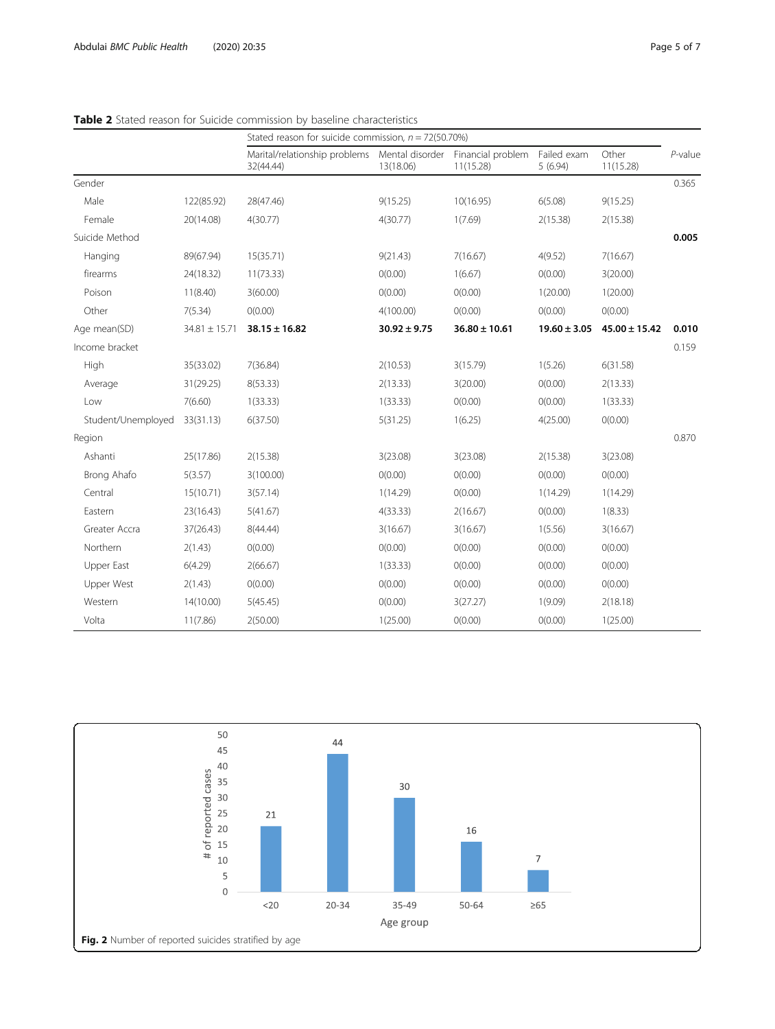**Table 2** Stated reason for Suicide commission by baseline characteristics

| | | Stated reason for suicide commission, $n = 72(50.70\%)$ | | | | | |
|---|---|---|---|---|---|---|---|
| | | Marital/relationship problems 32(44.44) | Mental disorder 13(18.06) | Financial problem 11(15.28) | Failed exam 5 (6.94) | Other 11(15.28) | *P*-value |
| Gender | | | | | | | 0.365 |
| Male | 122(85.92) | 28(47.46) | 9(15.25) | 10(16.95) | 6(5.08) | 9(15.25) | |
| Female | 20(14.08) | 4(30.77) | 4(30.77) | 1(7.69) | 2(15.38) | 2(15.38) | |
| Suicide Method | | | | | | | **0.005** |
| Hanging | 89(67.94) | 15(35.71) | 9(21.43) | 7(16.67) | 4(9.52) | 7(16.67) | |
| firearms | 24(18.32) | 11(73.33) | 0(0.00) | 1(6.67) | 0(0.00) | 3(20.00) | |
| Poison | 11(8.40) | 3(60.00) | 0(0.00) | 0(0.00) | 1(20.00) | 1(20.00) | |
| Other | 7(5.34) | 0(0.00) | 4(100.00) | 0(0.00) | 0(0.00) | 0(0.00) | |
| Age mean(SD) | 34.81 ± 15.71 | **38.15 ± 16.82** | **30.92 ± 9.75** | **36.80 ± 10.61** | **19.60 ± 3.05** | **45.00 ± 15.42** | **0.010** |
| Income bracket | | | | | | | 0.159 |
| High | 35(33.02) | 7(36.84) | 2(10.53) | 3(15.79) | 1(5.26) | 6(31.58) | |
| Average | 31(29.25) | 8(53.33) | 2(13.33) | 3(20.00) | 0(0.00) | 2(13.33) | |
| Low | 7(6.60) | 1(33.33) | 1(33.33) | 0(0.00) | 0(0.00) | 1(33.33) | |
| Student/Unemployed | 33(31.13) | 6(37.50) | 5(31.25) | 1(6.25) | 4(25.00) | 0(0.00) | |
| Region | | | | | | | 0.870 |
| Ashanti | 25(17.86) | 2(15.38) | 3(23.08) | 3(23.08) | 2(15.38) | 3(23.08) | |
| Brong Ahafo | 5(3.57) | 3(100.00) | 0(0.00) | 0(0.00) | 0(0.00) | 0(0.00) | |
| Central | 15(10.71) | 3(57.14) | 1(14.29) | 0(0.00) | 1(14.29) | 1(14.29) | |
| Eastern | 23(16.43) | 5(41.67) | 4(33.33) | 2(16.67) | 0(0.00) | 1(8.33) | |
| Greater Accra | 37(26.43) | 8(44.44) | 3(16.67) | 3(16.67) | 1(5.56) | 3(16.67) | |
| Northern | 2(1.43) | 0(0.00) | 0(0.00) | 0(0.00) | 0(0.00) | 0(0.00) | |
| Upper East | 6(4.29) | 2(66.67) | 1(33.33) | 0(0.00) | 0(0.00) | 0(0.00) | |
| Upper West | 2(1.43) | 0(0.00) | 0(0.00) | 0(0.00) | 0(0.00) | 0(0.00) | |
| Western | 14(10.00) | 5(45.45) | 0(0.00) | 3(27.27) | 1(9.09) | 2(18.18) | |
| Volta | 11(7.86) | 2(50.00) | 1(25.00) | 0(0.00) | 0(0.00) | 1(25.00) | |

| Age group | # of reported cases |
|---|---|
| <20 | 21 |
| 20-34 | 44 |
| 35-49 | 30 |
| 50-64 | 16 |
| ≥65 | 7 |

**Fig. 2** Number of reported suicides stratified by age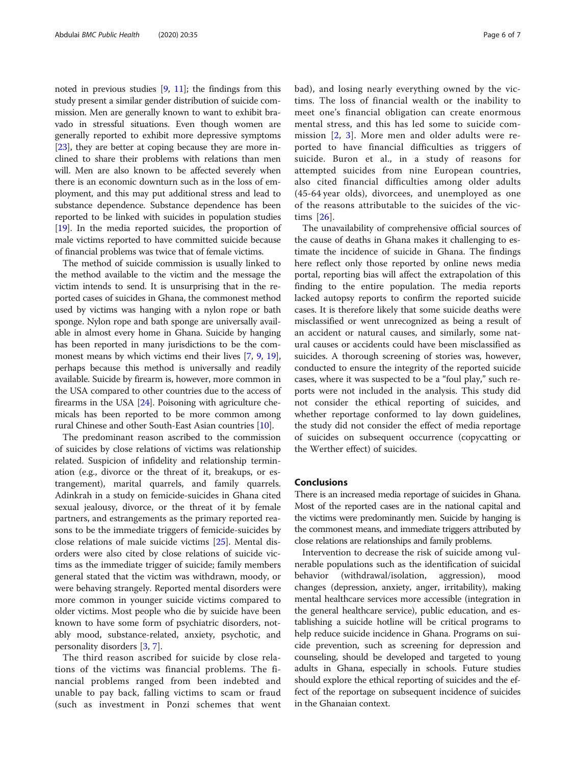noted in previous studies [9, 11]; the findings from this study present a similar gender distribution of suicide commission. Men are generally known to want to exhibit bravado in stressful situations. Even though women are generally reported to exhibit more depressive symptoms [23], they are better at coping because they are more inclined to share their problems with relations than men will. Men are also known to be affected severely when there is an economic downturn such as in the loss of employment, and this may put additional stress and lead to substance dependence. Substance dependence has been reported to be linked with suicides in population studies [19]. In the media reported suicides, the proportion of male victims reported to have committed suicide because of financial problems was twice that of female victims.

The method of suicide commission is usually linked to the method available to the victim and the message the victim intends to send. It is unsurprising that in the reported cases of suicides in Ghana, the commonest method used by victims was hanging with a nylon rope or bath sponge. Nylon rope and bath sponge are universally available in almost every home in Ghana. Suicide by hanging has been reported in many jurisdictions to be the commonest means by which victims end their lives [7, 9, 19], perhaps because this method is universally and readily available. Suicide by firearm is, however, more common in the USA compared to other countries due to the access of firearms in the USA [24]. Poisoning with agriculture chemicals has been reported to be more common among rural Chinese and other South-East Asian countries [10].

The predominant reason ascribed to the commission of suicides by close relations of victims was relationship related. Suspicion of infidelity and relationship termination (e.g., divorce or the threat of it, breakups, or estrangement), marital quarrels, and family quarrels. Adinkrah in a study on femicide-suicides in Ghana cited sexual jealousy, divorce, or the threat of it by female partners, and estrangements as the primary reported reasons to be the immediate triggers of femicide-suicides by close relations of male suicide victims [25]. Mental disorders were also cited by close relations of suicide victims as the immediate trigger of suicide; family members general stated that the victim was withdrawn, moody, or were behaving strangely. Reported mental disorders were more common in younger suicide victims compared to older victims. Most people who die by suicide have been known to have some form of psychiatric disorders, notably mood, substance-related, anxiety, psychotic, and personality disorders [3, 7].

The third reason ascribed for suicide by close relations of the victims was financial problems. The financial problems ranged from been indebted and unable to pay back, falling victims to scam or fraud (such as investment in Ponzi schemes that went bad), and losing nearly everything owned by the victims. The loss of financial wealth or the inability to meet one's financial obligation can create enormous mental stress, and this has led some to suicide commission [2, 3]. More men and older adults were reported to have financial difficulties as triggers of suicide. Buron et al., in a study of reasons for attempted suicides from nine European countries, also cited financial difficulties among older adults (45-64 year olds), divorcees, and unemployed as one of the reasons attributable to the suicides of the victims [26].

The unavailability of comprehensive official sources of the cause of deaths in Ghana makes it challenging to estimate the incidence of suicide in Ghana. The findings here reflect only those reported by online news media portal, reporting bias will affect the extrapolation of this finding to the entire population. The media reports lacked autopsy reports to confirm the reported suicide cases. It is therefore likely that some suicide deaths were misclassified or went unrecognized as being a result of an accident or natural causes, and similarly, some natural causes or accidents could have been misclassified as suicides. A thorough screening of stories was, however, conducted to ensure the integrity of the reported suicide cases, where it was suspected to be a "foul play," such reports were not included in the analysis. This study did not consider the ethical reporting of suicides, and whether reportage conformed to lay down guidelines, the study did not consider the effect of media reportage of suicides on subsequent occurrence (copycatting or the Werther effect) of suicides.

## Conclusions

There is an increased media reportage of suicides in Ghana. Most of the reported cases are in the national capital and the victims were predominantly men. Suicide by hanging is the commonest means, and immediate triggers attributed by close relations are relationships and family problems.

Intervention to decrease the risk of suicide among vulnerable populations such as the identification of suicidal behavior (withdrawal/isolation, aggression), mood changes (depression, anxiety, anger, irritability), making mental healthcare services more accessible (integration in the general healthcare service), public education, and establishing a suicide hotline will be critical programs to help reduce suicide incidence in Ghana. Programs on suicide prevention, such as screening for depression and counseling, should be developed and targeted to young adults in Ghana, especially in schools. Future studies should explore the ethical reporting of suicides and the effect of the reportage on subsequent incidence of suicides in the Ghanaian context.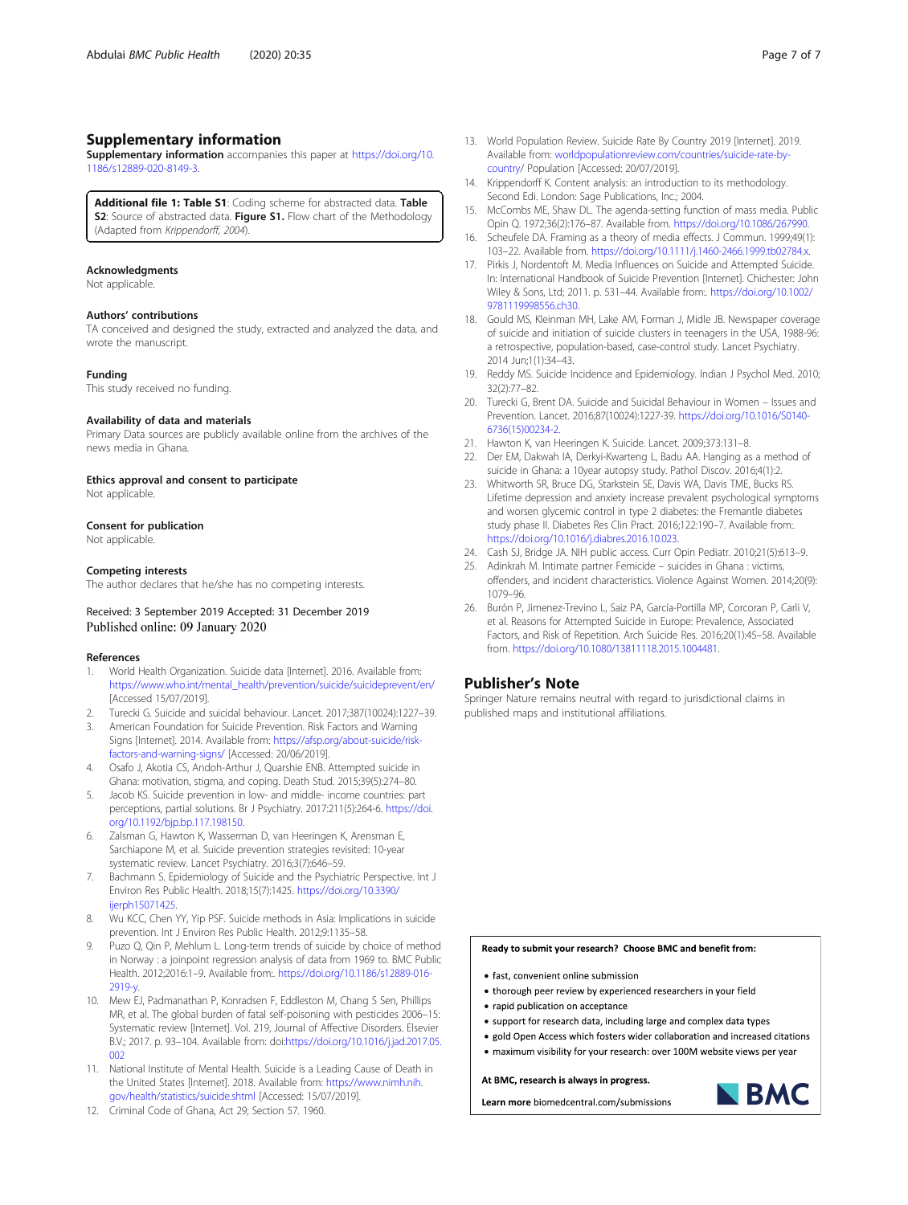## Supplementary information

**Supplementary information** accompanies this paper at https://doi.org/10.1186/s12889-020-8149-3.

**Additional file 1: Table S1**: Coding scheme for abstracted data. **Table S2**: Source of abstracted data. **Figure S1.** Flow chart of the Methodology (Adapted from *Krippendorff, 2004*).

### Acknowledgements

Not applicable.

### Authors' contributions

TA conceived and designed the study, extracted and analyzed the data, and wrote the manuscript.

### Funding

This study received no funding.

### Availability of data and materials

Primary Data sources are publicly available online from the archives of the news media in Ghana.

### Ethics approval and consent to participate

Not applicable.

### Consent for publication

Not applicable.

### Competing interests

The author declares that he/she has no competing interests.

Received: 3 September 2019 Accepted: 31 December 2019
Published online: 09 January 2020

### References

1. World Health Organization. Suicide data [Internet]. 2016. Available from: https://www.who.int/mental_health/prevention/suicide/suicideprevent/en/ [Accessed 15/07/2019].
2. Turecki G. Suicide and suicidal behaviour. Lancet. 2017;387(10024):1227–39.
3. American Foundation for Suicide Prevention. Risk Factors and Warning Signs [Internet]. 2014. Available from: https://afsp.org/about-suicide/risk-factors-and-warning-signs/ [Accessed: 20/06/2019].
4. Osafo J, Akotia CS, Andoh-Arthur J, Quarshie ENB. Attempted suicide in Ghana: motivation, stigma, and coping. Death Stud. 2015;39(5):274–80.
5. Jacob KS. Suicide prevention in low- and middle- income countries: part perceptions, partial solutions. Br J Psychiatry. 2017:211(5):264-6. https://doi.org/10.1192/bjp.bp.117.198150.
6. Zalsman G, Hawton K, Wasserman D, van Heeringen K, Arensman E, Sarchiapone M, et al. Suicide prevention strategies revisited: 10-year systematic review. Lancet Psychiatry. 2016;3(7):646–59.
7. Bachmann S. Epidemiology of Suicide and the Psychiatric Perspective. Int J Environ Res Public Health. 2018;15(7):1425. https://doi.org/10.3390/ijerph15071425.
8. Wu KCC, Chen YY, Yip PSF. Suicide methods in Asia: Implications in suicide prevention. Int J Environ Res Public Health. 2012;9:1135–58.
9. Puzo Q, Qin P, Mehlum L. Long-term trends of suicide by choice of method in Norway : a joinpoint regression analysis of data from 1969 to. BMC Public Health. 2012;2016:1–9. Available from:. https://doi.org/10.1186/s12889-016-2919-y.
10. Mew EJ, Padmanathan P, Konradsen F, Eddleston M, Chang S Sen, Phillips MR, et al. The global burden of fatal self-poisoning with pesticides 2006–15: Systematic review [Internet]. Vol. 219, Journal of Affective Disorders. Elsevier B.V.; 2017. p. 93–104. Available from: doi:https://doi.org/10.1016/j.jad.2017.05.002
11. National Institute of Mental Health. Suicide is a Leading Cause of Death in the United States [Internet]. 2018. Available from: https://www.nimh.nih.gov/health/statistics/suicide.shtml [Accessed: 15/07/2019].
12. Criminal Code of Ghana, Act 29; Section 57. 1960.
13. World Population Review. Suicide Rate By Country 2019 [Internet]. 2019. Available from: worldpopulationreview.com/countries/suicide-rate-by-country/ Population [Accessed: 20/07/2019].
14. Krippendorff K. Content analysis: an introduction to its methodology. Second Edi. London: Sage Publications, Inc.; 2004.
15. McCombs ME, Shaw DL. The agenda-setting function of mass media. Public Opin Q. 1972;36(2):176–87. Available from. https://doi.org/10.1086/267990.
16. Scheufele DA. Framing as a theory of media effects. J Commun. 1999;49(1): 103–22. Available from. https://doi.org/10.1111/j.1460-2466.1999.tb02784.x.
17. Pirkis J, Nordentoft M. Media Influences on Suicide and Attempted Suicide. In: International Handbook of Suicide Prevention [Internet]. Chichester: John Wiley & Sons, Ltd; 2011. p. 531–44. Available from:. https://doi.org/10.1002/9781119998556.ch30.
18. Gould MS, Kleinman MH, Lake AM, Forman J, Midle JB. Newspaper coverage of suicide and initiation of suicide clusters in teenagers in the USA, 1988-96: a retrospective, population-based, case-control study. Lancet Psychiatry. 2014 Jun;1(1):34–43.
19. Reddy MS. Suicide Incidence and Epidemiology. Indian J Psychol Med. 2010; 32(2):77–82.
20. Turecki G, Brent DA. Suicide and Suicidal Behaviour in Women – Issues and Prevention. Lancet. 2016;87(10024):1227-39. https://doi.org/10.1016/S0140-6736(15)00234-2.
21. Hawton K, van Heeringen K. Suicide. Lancet. 2009;373:131–8.
22. Der EM, Dakwah IA, Derkyi-Kwarteng L, Badu AA. Hanging as a method of suicide in Ghana: a 10year autopsy study. Pathol Discov. 2016;4(1):2.
23. Whitworth SR, Bruce DG, Starkstein SE, Davis WA, Davis TME, Bucks RS. Lifetime depression and anxiety increase prevalent psychological symptoms and worsen glycemic control in type 2 diabetes: the Fremantle diabetes study phase II. Diabetes Res Clin Pract. 2016;122:190–7. Available from:. https://doi.org/10.1016/j.diabres.2016.10.023.
24. Cash SJ, Bridge JA. NIH public access. Curr Opin Pediatr. 2010;21(5):613–9.
25. Adinkrah M. Intimate partner Femicide – suicides in Ghana : victims, offenders, and incident characteristics. Violence Against Women. 2014;20(9): 1079–96.
26. Burón P, Jimenez-Trevino L, Saiz PA, García-Portilla MP, Corcoran P, Carli V, et al. Reasons for Attempted Suicide in Europe: Prevalence, Associated Factors, and Risk of Repetition. Arch Suicide Res. 2016;20(1):45–58. Available from. https://doi.org/10.1080/13811118.2015.1004481.

## Publisher's Note

Springer Nature remains neutral with regard to jurisdictional claims in published maps and institutional affiliations.

**Ready to submit your research? Choose BMC and benefit from:**

- fast, convenient online submission
- thorough peer review by experienced researchers in your field
- rapid publication on acceptance
- support for research data, including large and complex data types
- gold Open Access which fosters wider collaboration and increased citations
- maximum visibility for your research: over 100M website views per year

**At BMC, research is always in progress.**

**Learn more** biomedcentral.com/submissions